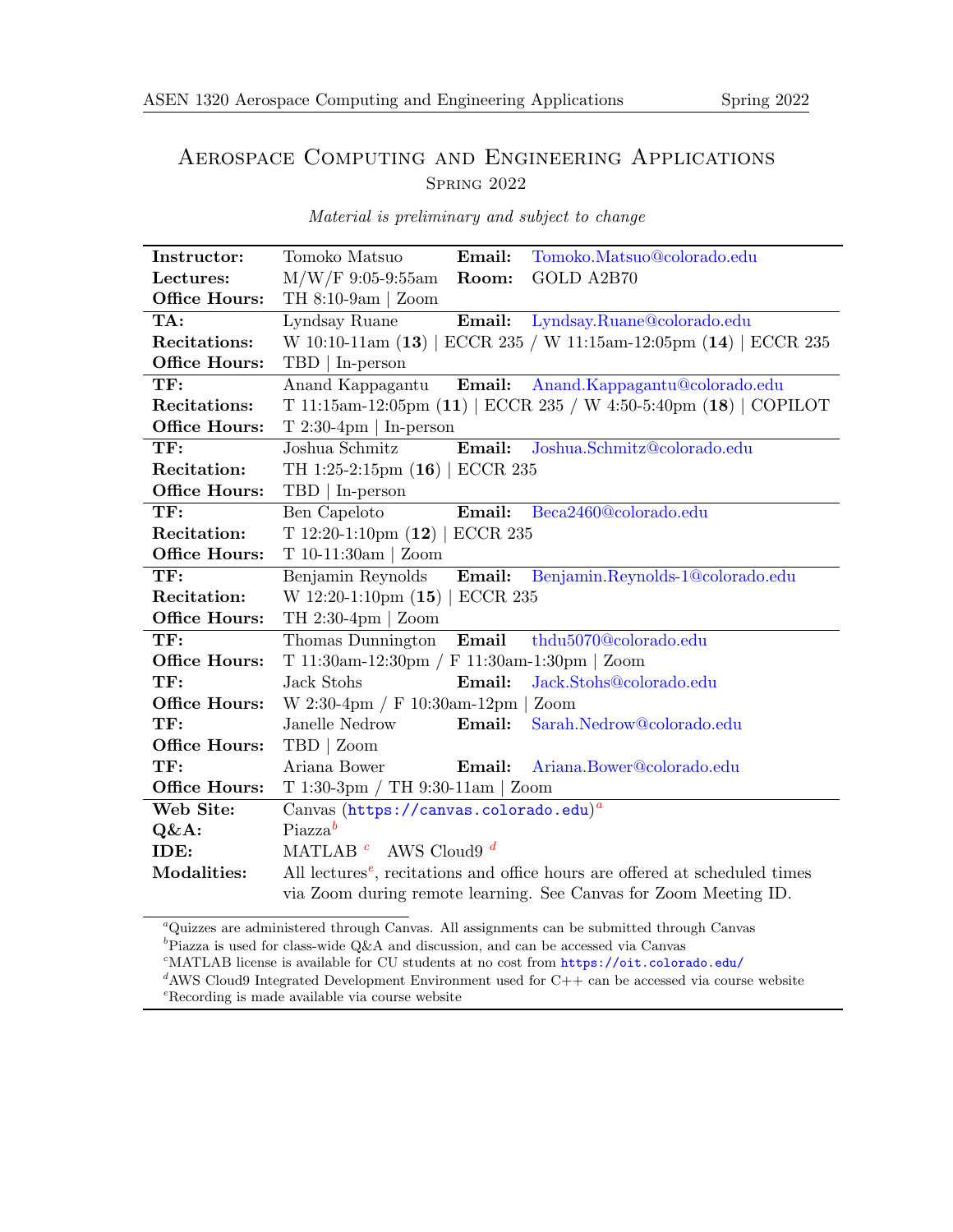# Aerospace Computing and Engineering Applications

## Spring 2022

*Material is preliminary and subject to change*

| | | | |
|---|---|---|---|
| **Instructor:** | Tomoko Matsuo | **Email:** | Tomoko.Matsuo@colorado.edu |
| **Lectures:** | M/W/F 9:05-9:55am | **Room:** | GOLD A2B70 |
| **Office Hours:** | TH 8:10-9am \| Zoom | | |
| **TA:** | Lyndsay Ruane | **Email:** | Lyndsay.Ruane@colorado.edu |
| **Recitations:** | W 10:10-11am (**13**) \| ECCR 235 / W 11:15am-12:05pm (**14**) \| ECCR 235 | | |
| **Office Hours:** | TBD \| In-person | | |
| **TF:** | Anand Kappagantu | **Email:** | Anand.Kappagantu@colorado.edu |
| **Recitations:** | T 11:15am-12:05pm (**11**) \| ECCR 235 / W 4:50-5:40pm (**18**) \| COPILOT | | |
| **Office Hours:** | T 2:30-4pm \| In-person | | |
| **TF:** | Joshua Schmitz | **Email:** | Joshua.Schmitz@colorado.edu |
| **Recitation:** | TH 1:25-2:15pm (**16**) \| ECCR 235 | | |
| **Office Hours:** | TBD \| In-person | | |
| **TF:** | Ben Capeloto | **Email:** | Beca2460@colorado.edu |
| **Recitation:** | T 12:20-1:10pm (**12**) \| ECCR 235 | | |
| **Office Hours:** | T 10-11:30am \| Zoom | | |
| **TF:** | Benjamin Reynolds | **Email:** | Benjamin.Reynolds-1@colorado.edu |
| **Recitation:** | W 12:20-1:10pm (**15**) \| ECCR 235 | | |
| **Office Hours:** | TH 2:30-4pm \| Zoom | | |
| **TF:** | Thomas Dunnington | **Email** | thdu5070@colorado.edu |
| **Office Hours:** | T 11:30am-12:30pm / F 11:30am-1:30pm \| Zoom | | |
| **TF:** | Jack Stohs | **Email:** | Jack.Stohs@colorado.edu |
| **Office Hours:** | W 2:30-4pm / F 10:30am-12pm \| Zoom | | |
| **TF:** | Janelle Nedrow | **Email:** | Sarah.Nedrow@colorado.edu |
| **Office Hours:** | TBD \| Zoom | | |
| **TF:** | Ariana Bower | **Email:** | Ariana.Bower@colorado.edu |
| **Office Hours:** | T 1:30-3pm / TH 9:30-11am \| Zoom | | |
| **Web Site:** | Canvas (https://canvas.colorado.edu)[a] | | |
| **Q&A:** | Piazza[b] | | |
| **IDE:** | MATLAB [c] AWS Cloud9 [d] | | |
| **Modalities:** | All lectures[e], recitations and office hours are offered at scheduled times via Zoom during remote learning. See Canvas for Zoom Meeting ID. | | |

[a] Quizzes are administered through Canvas. All assignments can be submitted through Canvas
[b] Piazza is used for class-wide Q&A and discussion, and can be accessed via Canvas
[c] MATLAB license is available for CU students at no cost from https://oit.colorado.edu/
[d] AWS Cloud9 Integrated Development Environment used for C++ can be accessed via course website
[e] Recording is made available via course website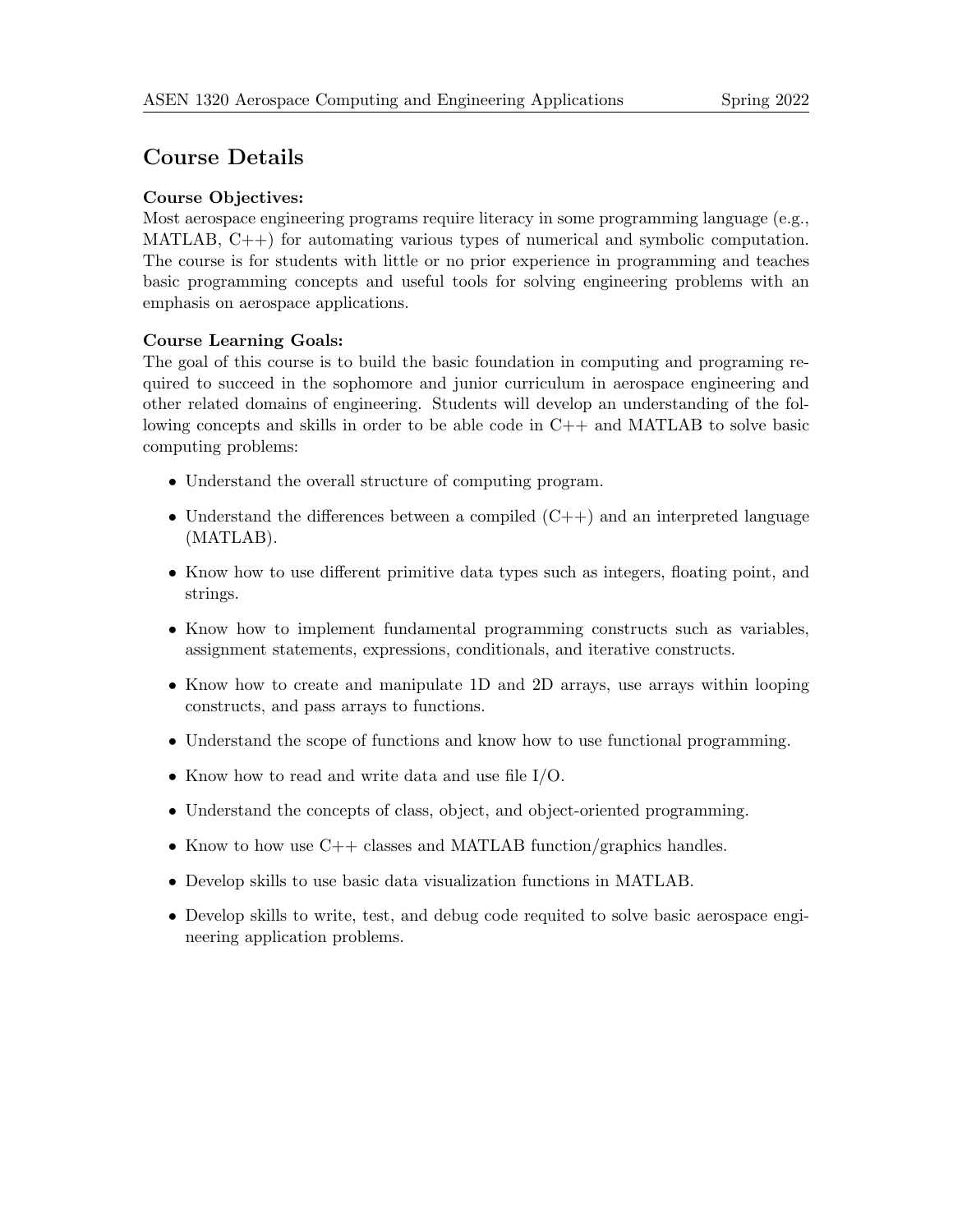## Course Details

**Course Objectives:**
Most aerospace engineering programs require literacy in some programming language (e.g., MATLAB, C++) for automating various types of numerical and symbolic computation. The course is for students with little or no prior experience in programming and teaches basic programming concepts and useful tools for solving engineering problems with an emphasis on aerospace applications.

**Course Learning Goals:**
The goal of this course is to build the basic foundation in computing and programing required to succeed in the sophomore and junior curriculum in aerospace engineering and other related domains of engineering. Students will develop an understanding of the following concepts and skills in order to be able code in C++ and MATLAB to solve basic computing problems:

- Understand the overall structure of computing program.
- Understand the differences between a compiled (C++) and an interpreted language (MATLAB).
- Know how to use different primitive data types such as integers, floating point, and strings.
- Know how to implement fundamental programming constructs such as variables, assignment statements, expressions, conditionals, and iterative constructs.
- Know how to create and manipulate 1D and 2D arrays, use arrays within looping constructs, and pass arrays to functions.
- Understand the scope of functions and know how to use functional programming.
- Know how to read and write data and use file I/O.
- Understand the concepts of class, object, and object-oriented programming.
- Know to how use C++ classes and MATLAB function/graphics handles.
- Develop skills to use basic data visualization functions in MATLAB.
- Develop skills to write, test, and debug code requited to solve basic aerospace engineering application problems.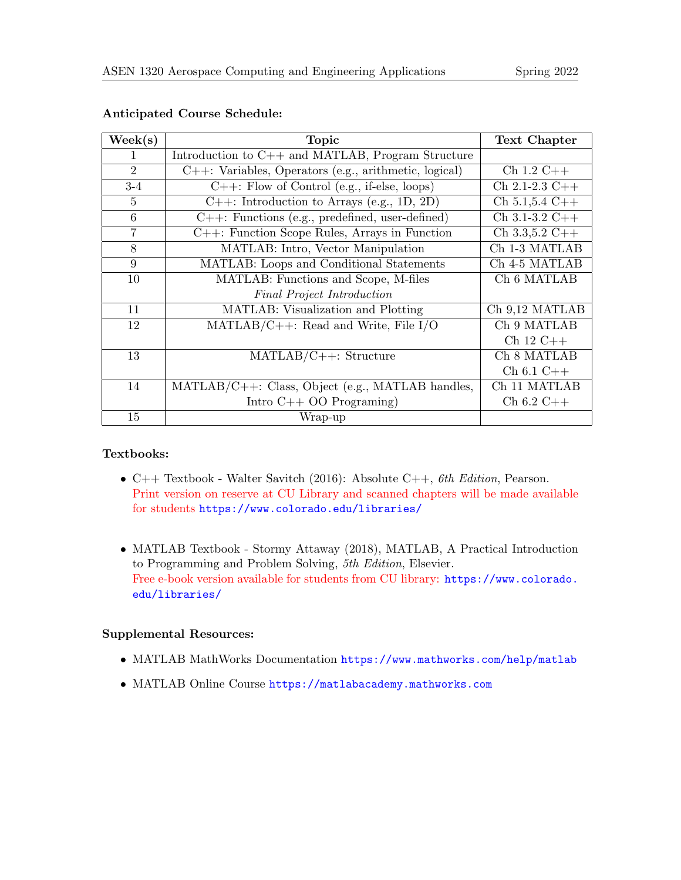**Anticipated Course Schedule:**

| Week(s) | Topic | Text Chapter |
|---|---|---|
| 1 | Introduction to C++ and MATLAB, Program Structure | |
| 2 | C++: Variables, Operators (e.g., arithmetic, logical) | Ch 1.2 C++ |
| 3-4 | C++: Flow of Control (e.g., if-else, loops) | Ch 2.1-2.3 C++ |
| 5 | C++: Introduction to Arrays (e.g., 1D, 2D) | Ch 5.1,5.4 C++ |
| 6 | C++: Functions (e.g., predefined, user-defined) | Ch 3.1-3.2 C++ |
| 7 | C++: Function Scope Rules, Arrays in Function | Ch 3.3,5.2 C++ |
| 8 | MATLAB: Intro, Vector Manipulation | Ch 1-3 MATLAB |
| 9 | MATLAB: Loops and Conditional Statements | Ch 4-5 MATLAB |
| 10 | MATLAB: Functions and Scope, M-files *Final Project Introduction* | Ch 6 MATLAB |
| 11 | MATLAB: Visualization and Plotting | Ch 9,12 MATLAB |
| 12 | MATLAB/C++: Read and Write, File I/O | Ch 9 MATLAB Ch 12 C++ |
| 13 | MATLAB/C++: Structure | Ch 8 MATLAB Ch 6.1 C++ |
| 14 | MATLAB/C++: Class, Object (e.g., MATLAB handles, Intro C++ OO Programing) | Ch 11 MATLAB Ch 6.2 C++ |
| 15 | Wrap-up | |

**Textbooks:**

- C++ Textbook - Walter Savitch (2016): Absolute C++, *6th Edition*, Pearson. Print version on reserve at CU Library and scanned chapters will be made available for students https://www.colorado.edu/libraries/

- MATLAB Textbook - Stormy Attaway (2018), MATLAB, A Practical Introduction to Programming and Problem Solving, *5th Edition*, Elsevier. Free e-book version available for students from CU library: https://www.colorado.edu/libraries/

**Supplemental Resources:**

- MATLAB MathWorks Documentation https://www.mathworks.com/help/matlab
- MATLAB Online Course https://matlabacademy.mathworks.com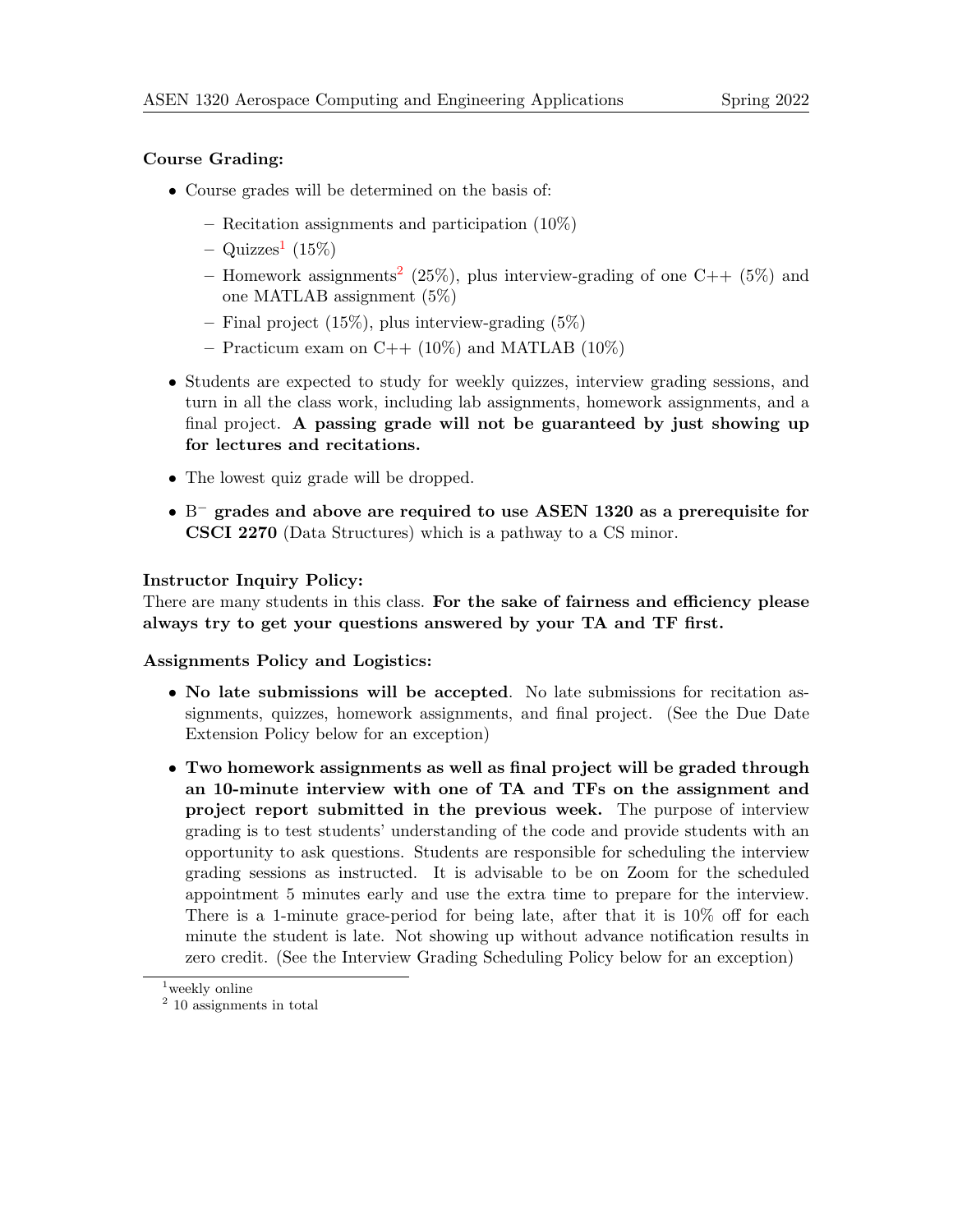**Course Grading:**

- Course grades will be determined on the basis of:
  - Recitation assignments and participation (10%)
  - Quizzes[1] (15%)
  - Homework assignments[2] (25%), plus interview-grading of one C++ (5%) and one MATLAB assignment (5%)
  - Final project (15%), plus interview-grading (5%)
  - Practicum exam on C++ (10%) and MATLAB (10%)
- Students are expected to study for weekly quizzes, interview grading sessions, and turn in all the class work, including lab assignments, homework assignments, and a final project. **A passing grade will not be guaranteed by just showing up for lectures and recitations.**
- The lowest quiz grade will be dropped.
- $B^-$ **grades and above are required to use ASEN 1320 as a prerequisite for CSCI 2270** (Data Structures) which is a pathway to a CS minor.

**Instructor Inquiry Policy:**
There are many students in this class. **For the sake of fairness and efficiency please always try to get your questions answered by your TA and TF first.**

**Assignments Policy and Logistics:**

- **No late submissions will be accepted**. No late submissions for recitation assignments, quizzes, homework assignments, and final project. (See the Due Date Extension Policy below for an exception)
- **Two homework assignments as well as final project will be graded through an 10-minute interview with one of TA and TFs on the assignment and project report submitted in the previous week.** The purpose of interview grading is to test students' understanding of the code and provide students with an opportunity to ask questions. Students are responsible for scheduling the interview grading sessions as instructed. It is advisable to be on Zoom for the scheduled appointment 5 minutes early and use the extra time to prepare for the interview. There is a 1-minute grace-period for being late, after that it is 10% off for each minute the student is late. Not showing up without advance notification results in zero credit. (See the Interview Grading Scheduling Policy below for an exception)

[1] weekly online

[2] 10 assignments in total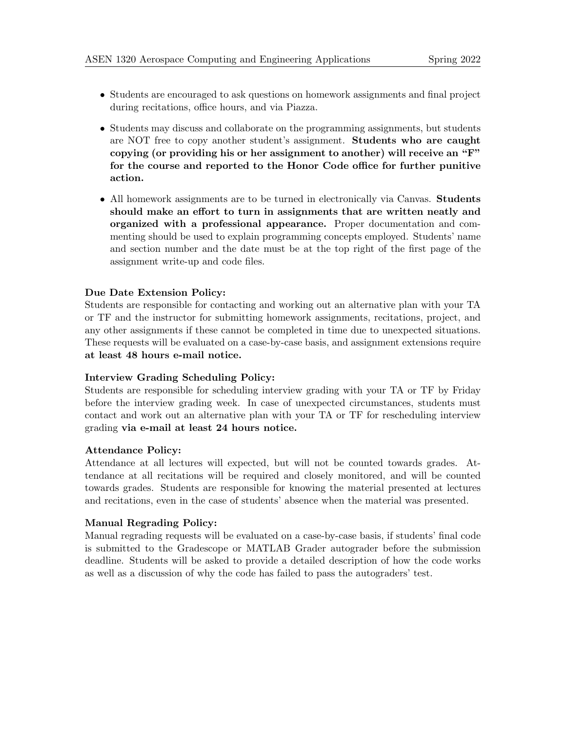- Students are encouraged to ask questions on homework assignments and final project during recitations, office hours, and via Piazza.
- Students may discuss and collaborate on the programming assignments, but students are NOT free to copy another student's assignment. **Students who are caught copying (or providing his or her assignment to another) will receive an "F" for the course and reported to the Honor Code office for further punitive action.**
- All homework assignments are to be turned in electronically via Canvas. **Students should make an effort to turn in assignments that are written neatly and organized with a professional appearance.** Proper documentation and commenting should be used to explain programming concepts employed. Students' name and section number and the date must be at the top right of the first page of the assignment write-up and code files.

**Due Date Extension Policy:**
Students are responsible for contacting and working out an alternative plan with your TA or TF and the instructor for submitting homework assignments, recitations, project, and any other assignments if these cannot be completed in time due to unexpected situations. These requests will be evaluated on a case-by-case basis, and assignment extensions require **at least 48 hours e-mail notice.**

**Interview Grading Scheduling Policy:**
Students are responsible for scheduling interview grading with your TA or TF by Friday before the interview grading week. In case of unexpected circumstances, students must contact and work out an alternative plan with your TA or TF for rescheduling interview grading **via e-mail at least 24 hours notice.**

**Attendance Policy:**
Attendance at all lectures will expected, but will not be counted towards grades. Attendance at all recitations will be required and closely monitored, and will be counted towards grades. Students are responsible for knowing the material presented at lectures and recitations, even in the case of students' absence when the material was presented.

**Manual Regrading Policy:**
Manual regrading requests will be evaluated on a case-by-case basis, if students' final code is submitted to the Gradescope or MATLAB Grader autograder before the submission deadline. Students will be asked to provide a detailed description of how the code works as well as a discussion of why the code has failed to pass the autograders' test.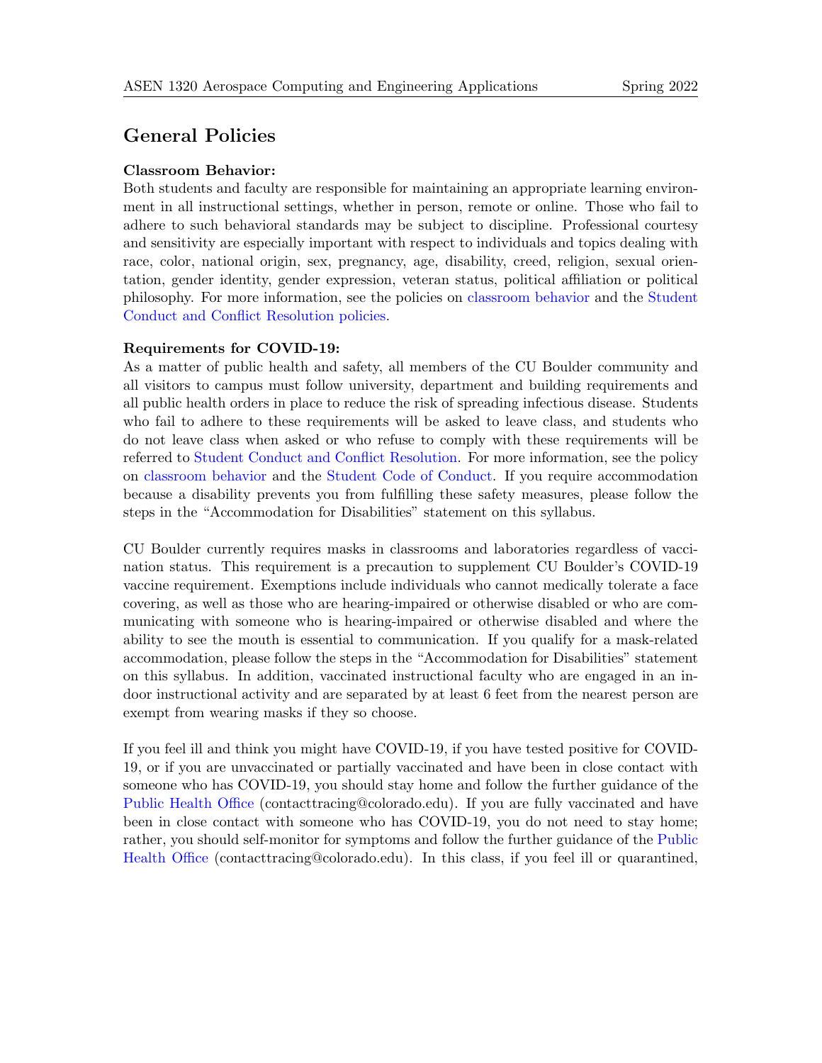## General Policies

**Classroom Behavior:**
Both students and faculty are responsible for maintaining an appropriate learning environment in all instructional settings, whether in person, remote or online. Those who fail to adhere to such behavioral standards may be subject to discipline. Professional courtesy and sensitivity are especially important with respect to individuals and topics dealing with race, color, national origin, sex, pregnancy, age, disability, creed, religion, sexual orientation, gender identity, gender expression, veteran status, political affiliation or political philosophy. For more information, see the policies on classroom behavior and the Student Conduct and Conflict Resolution policies.

**Requirements for COVID-19:**
As a matter of public health and safety, all members of the CU Boulder community and all visitors to campus must follow university, department and building requirements and all public health orders in place to reduce the risk of spreading infectious disease. Students who fail to adhere to these requirements will be asked to leave class, and students who do not leave class when asked or who refuse to comply with these requirements will be referred to Student Conduct and Conflict Resolution. For more information, see the policy on classroom behavior and the Student Code of Conduct. If you require accommodation because a disability prevents you from fulfilling these safety measures, please follow the steps in the "Accommodation for Disabilities" statement on this syllabus.

CU Boulder currently requires masks in classrooms and laboratories regardless of vaccination status. This requirement is a precaution to supplement CU Boulder's COVID-19 vaccine requirement. Exemptions include individuals who cannot medically tolerate a face covering, as well as those who are hearing-impaired or otherwise disabled or who are communicating with someone who is hearing-impaired or otherwise disabled and where the ability to see the mouth is essential to communication. If you qualify for a mask-related accommodation, please follow the steps in the "Accommodation for Disabilities" statement on this syllabus. In addition, vaccinated instructional faculty who are engaged in an indoor instructional activity and are separated by at least 6 feet from the nearest person are exempt from wearing masks if they so choose.

If you feel ill and think you might have COVID-19, if you have tested positive for COVID-19, or if you are unvaccinated or partially vaccinated and have been in close contact with someone who has COVID-19, you should stay home and follow the further guidance of the Public Health Office (contacttracing@colorado.edu). If you are fully vaccinated and have been in close contact with someone who has COVID-19, you do not need to stay home; rather, you should self-monitor for symptoms and follow the further guidance of the Public Health Office (contacttracing@colorado.edu). In this class, if you feel ill or quarantined,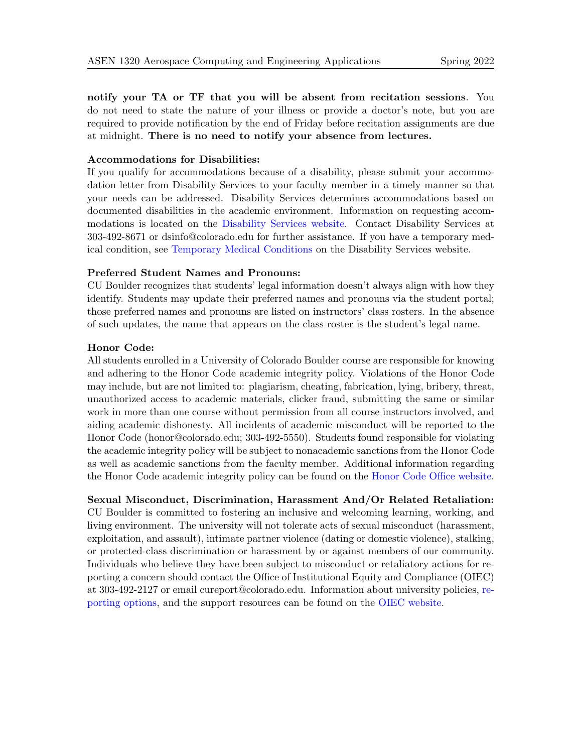**notify your TA or TF that you will be absent from recitation sessions**. You do not need to state the nature of your illness or provide a doctor's note, but you are required to provide notification by the end of Friday before recitation assignments are due at midnight. **There is no need to notify your absence from lectures.**

**Accommodations for Disabilities:**
If you qualify for accommodations because of a disability, please submit your accommodation letter from Disability Services to your faculty member in a timely manner so that your needs can be addressed. Disability Services determines accommodations based on documented disabilities in the academic environment. Information on requesting accommodations is located on the Disability Services website. Contact Disability Services at 303-492-8671 or dsinfo@colorado.edu for further assistance. If you have a temporary medical condition, see Temporary Medical Conditions on the Disability Services website.

**Preferred Student Names and Pronouns:**
CU Boulder recognizes that students' legal information doesn't always align with how they identify. Students may update their preferred names and pronouns via the student portal; those preferred names and pronouns are listed on instructors' class rosters. In the absence of such updates, the name that appears on the class roster is the student's legal name.

**Honor Code:**
All students enrolled in a University of Colorado Boulder course are responsible for knowing and adhering to the Honor Code academic integrity policy. Violations of the Honor Code may include, but are not limited to: plagiarism, cheating, fabrication, lying, bribery, threat, unauthorized access to academic materials, clicker fraud, submitting the same or similar work in more than one course without permission from all course instructors involved, and aiding academic dishonesty. All incidents of academic misconduct will be reported to the Honor Code (honor@colorado.edu; 303-492-5550). Students found responsible for violating the academic integrity policy will be subject to nonacademic sanctions from the Honor Code as well as academic sanctions from the faculty member. Additional information regarding the Honor Code academic integrity policy can be found on the Honor Code Office website.

**Sexual Misconduct, Discrimination, Harassment And/Or Related Retaliation:**
CU Boulder is committed to fostering an inclusive and welcoming learning, working, and living environment. The university will not tolerate acts of sexual misconduct (harassment, exploitation, and assault), intimate partner violence (dating or domestic violence), stalking, or protected-class discrimination or harassment by or against members of our community. Individuals who believe they have been subject to misconduct or retaliatory actions for reporting a concern should contact the Office of Institutional Equity and Compliance (OIEC) at 303-492-2127 or email cureport@colorado.edu. Information about university policies, reporting options, and the support resources can be found on the OIEC website.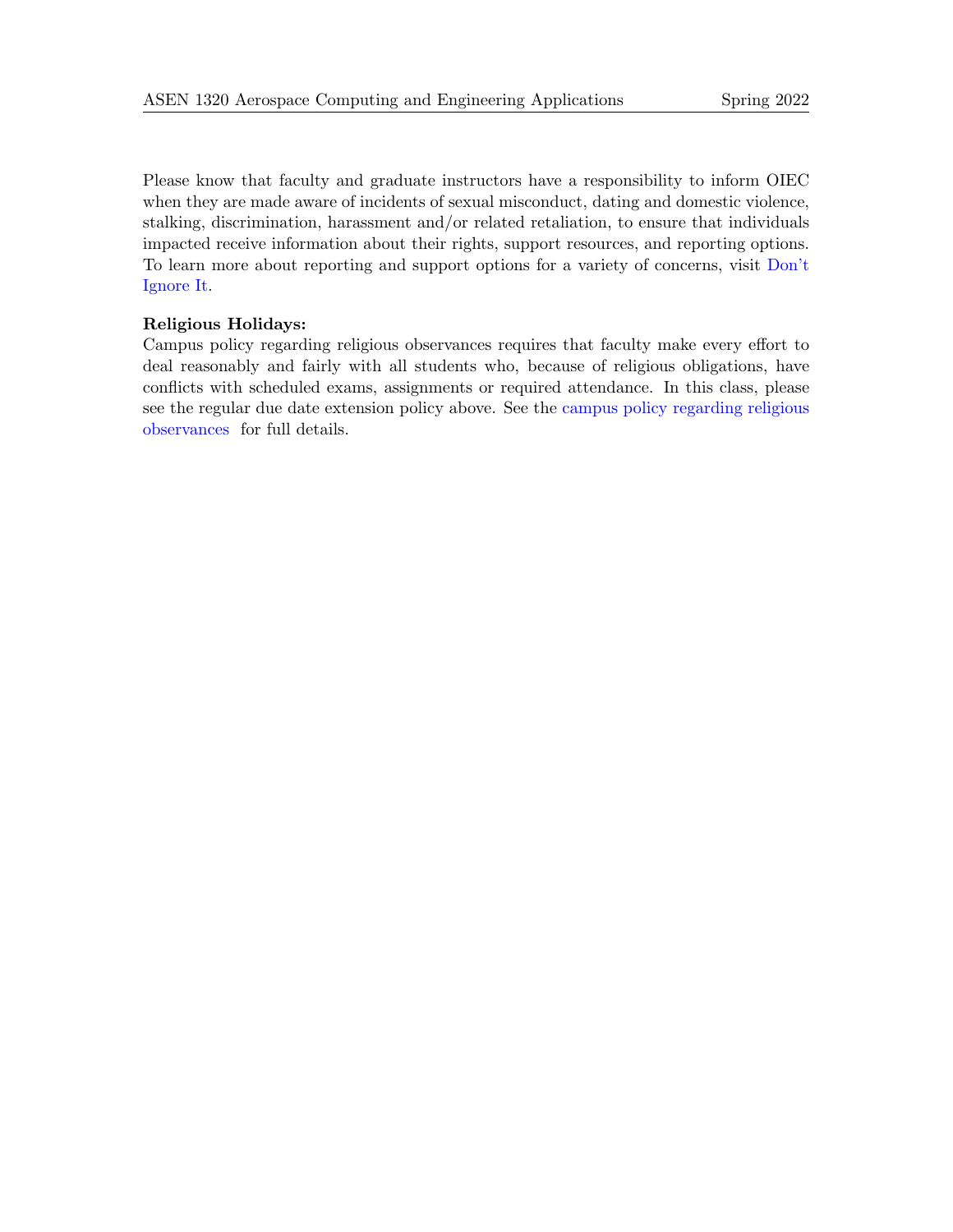Please know that faculty and graduate instructors have a responsibility to inform OIEC when they are made aware of incidents of sexual misconduct, dating and domestic violence, stalking, discrimination, harassment and/or related retaliation, to ensure that individuals impacted receive information about their rights, support resources, and reporting options. To learn more about reporting and support options for a variety of concerns, visit Don't Ignore It.

**Religious Holidays:**
Campus policy regarding religious observances requires that faculty make every effort to deal reasonably and fairly with all students who, because of religious obligations, have conflicts with scheduled exams, assignments or required attendance. In this class, please see the regular due date extension policy above. See the campus policy regarding religious observances for full details.